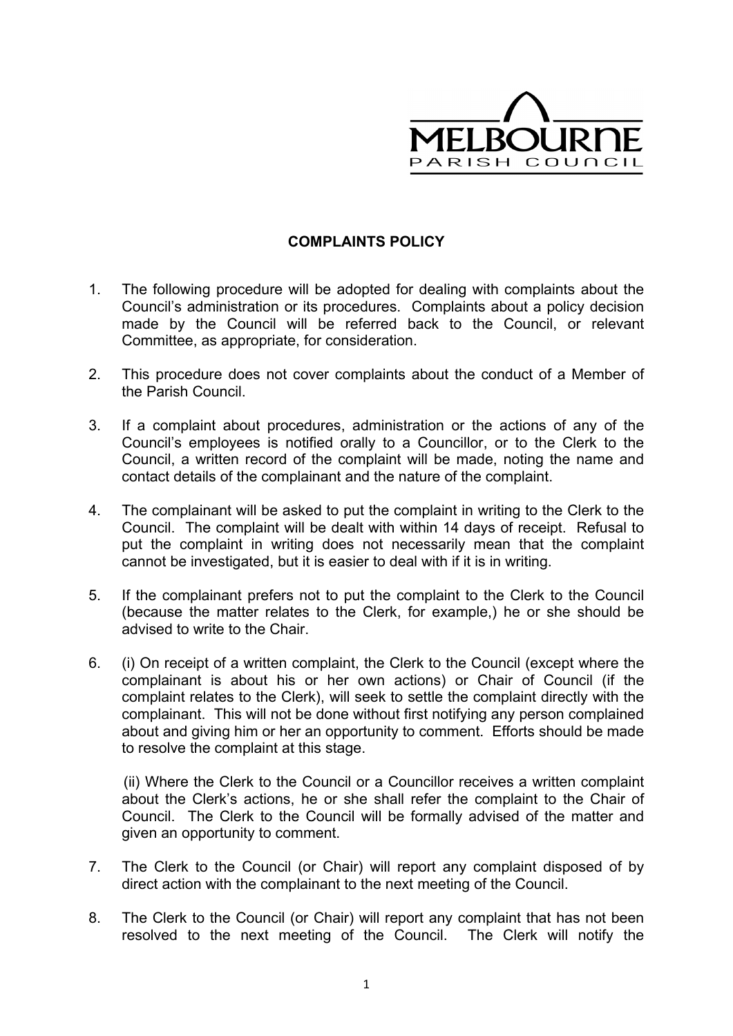MELBOURNE
PARISH COUNCIL

**COMPLAINTS POLICY**

1. The following procedure will be adopted for dealing with complaints about the Council's administration or its procedures. Complaints about a policy decision made by the Council will be referred back to the Council, or relevant Committee, as appropriate, for consideration.

2. This procedure does not cover complaints about the conduct of a Member of the Parish Council.

3. If a complaint about procedures, administration or the actions of any of the Council's employees is notified orally to a Councillor, or to the Clerk to the Council, a written record of the complaint will be made, noting the name and contact details of the complainant and the nature of the complaint.

4. The complainant will be asked to put the complaint in writing to the Clerk to the Council. The complaint will be dealt with within 14 days of receipt. Refusal to put the complaint in writing does not necessarily mean that the complaint cannot be investigated, but it is easier to deal with if it is in writing.

5. If the complainant prefers not to put the complaint to the Clerk to the Council (because the matter relates to the Clerk, for example,) he or she should be advised to write to the Chair.

6. (i) On receipt of a written complaint, the Clerk to the Council (except where the complainant is about his or her own actions) or Chair of Council (if the complaint relates to the Clerk), will seek to settle the complaint directly with the complainant. This will not be done without first notifying any person complained about and giving him or her an opportunity to comment. Efforts should be made to resolve the complaint at this stage.

   (ii) Where the Clerk to the Council or a Councillor receives a written complaint about the Clerk's actions, he or she shall refer the complaint to the Chair of Council. The Clerk to the Council will be formally advised of the matter and given an opportunity to comment.

7. The Clerk to the Council (or Chair) will report any complaint disposed of by direct action with the complainant to the next meeting of the Council.

8. The Clerk to the Council (or Chair) will report any complaint that has not been resolved to the next meeting of the Council. The Clerk will notify the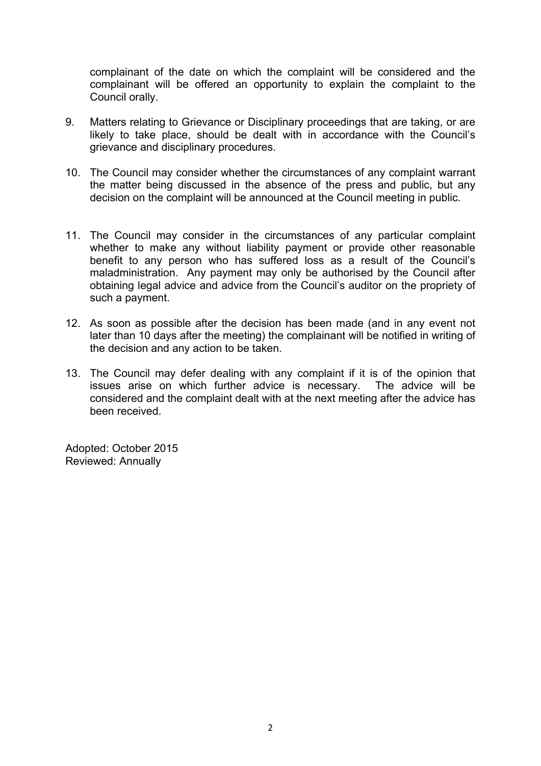complainant of the date on which the complaint will be considered and the complainant will be offered an opportunity to explain the complaint to the Council orally.

9. Matters relating to Grievance or Disciplinary proceedings that are taking, or are likely to take place, should be dealt with in accordance with the Council's grievance and disciplinary procedures.

10. The Council may consider whether the circumstances of any complaint warrant the matter being discussed in the absence of the press and public, but any decision on the complaint will be announced at the Council meeting in public.

11. The Council may consider in the circumstances of any particular complaint whether to make any without liability payment or provide other reasonable benefit to any person who has suffered loss as a result of the Council's maladministration. Any payment may only be authorised by the Council after obtaining legal advice and advice from the Council's auditor on the propriety of such a payment.

12. As soon as possible after the decision has been made (and in any event not later than 10 days after the meeting) the complainant will be notified in writing of the decision and any action to be taken.

13. The Council may defer dealing with any complaint if it is of the opinion that issues arise on which further advice is necessary. The advice will be considered and the complaint dealt with at the next meeting after the advice has been received.

Adopted: October 2015
Reviewed: Annually